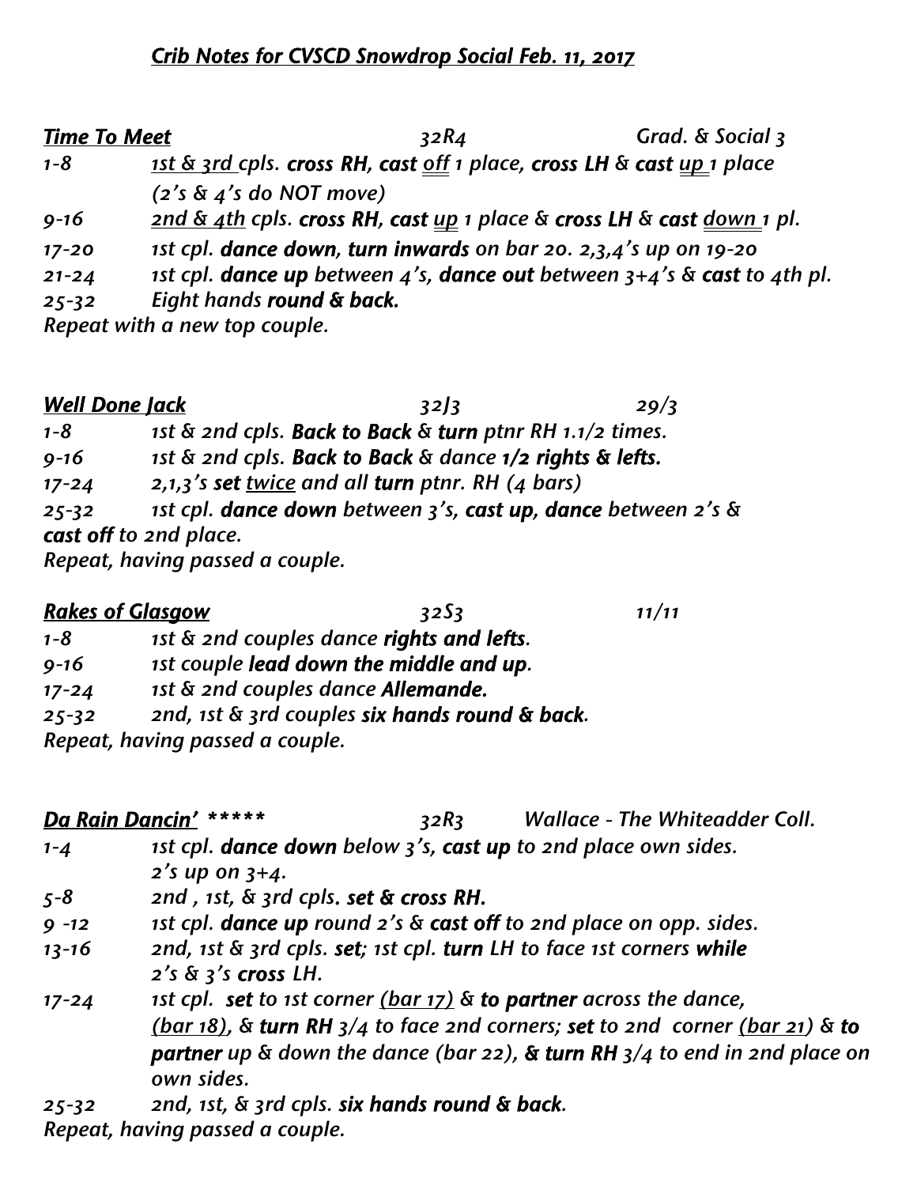## *Crib Notes for CVSCD Snowdrop Social Feb. 11, 2017*

***Time To Meet*** *32R4* *Grad. & Social 3*

*1-8* *1st & 3rd cpls.* ***cross RH, cast off*** *1 place,* ***cross LH*** *&* ***cast up*** *1 place*
*(2's & 4's do NOT move)*

*9-16* *2nd & 4th cpls.* ***cross RH, cast up*** *1 place &* ***cross LH*** *&* ***cast down*** *1 pl.*

*17-20* *1st cpl.* ***dance down, turn inwards*** *on bar 20. 2,3,4's up on 19-20*

*21-24* *1st cpl.* ***dance up*** *between 4's,* ***dance out*** *between 3+4's &* ***cast*** *to 4th pl.*

*25-32* *Eight hands* ***round & back.***

*Repeat with a new top couple.*

***Well Done Jack*** *32J3* *29/3*

*1-8* *1st & 2nd cpls.* ***Back to Back*** *&* ***turn*** *ptnr RH 1.1/2 times.*

*9-16* *1st & 2nd cpls.* ***Back to Back*** *& dance* ***1/2 rights & lefts.***

*17-24* *2,1,3's* ***set*** *twice and all* ***turn*** *ptnr. RH (4 bars)*

*25-32* *1st cpl.* ***dance down*** *between 3's,* ***cast up, dance*** *between 2's &*
***cast off*** *to 2nd place.*

*Repeat, having passed a couple.*

***Rakes of Glasgow*** *32S3* *11/11*

*1-8* *1st & 2nd couples dance* ***rights and lefts.***

*9-16* *1st couple* ***lead down the middle and up.***

*17-24* *1st & 2nd couples dance* ***Allemande.***

*25-32* *2nd, 1st & 3rd couples* ***six hands round & back.***

*Repeat, having passed a couple.*

***Da Rain Dancin' \*\*\*\*\**** *32R3* *Wallace - The Whiteadder Coll.*

*1-4* *1st cpl.* ***dance down*** *below 3's,* ***cast up*** *to 2nd place own sides.*
*2's up on 3+4.*

*5-8* *2nd , 1st, & 3rd cpls.* ***set & cross RH.***

*9 -12* *1st cpl.* ***dance up*** *round 2's &* ***cast off*** *to 2nd place on opp. sides.*

*13-16* *2nd, 1st & 3rd cpls.* ***set;*** *1st cpl.* ***turn*** *LH to face 1st corners* ***while***
*2's & 3's* ***cross*** *LH.*

*17-24* *1st cpl.* ***set*** *to 1st corner (bar 17) &* ***to partner*** *across the dance,*
*(bar 18), &* ***turn RH*** *3/4 to face 2nd corners;* ***set*** *to 2nd corner (bar 21) &* ***to partner*** *up & down the dance (bar 22),* ***& turn RH*** *3/4 to end in 2nd place on own sides.*

*25-32* *2nd, 1st, & 3rd cpls.* ***six hands round & back.***

*Repeat, having passed a couple.*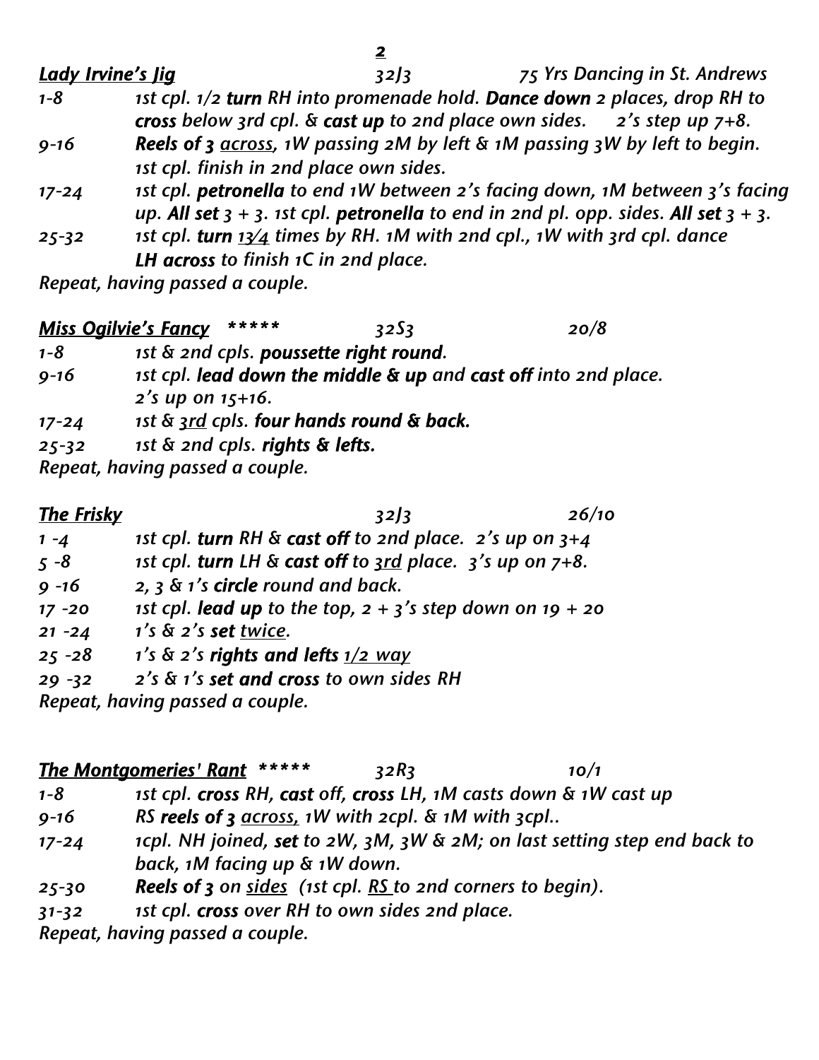***Lady Irvine's Jig*** *32J3* *75 Yrs Dancing in St. Andrews*

| | |
|---|---|
| *1-8* | *1st cpl. 1/2 **turn** RH into promenade hold. **Dance down** 2 places, drop RH to **cross** below 3rd cpl. & **cast up** to 2nd place own sides. 2's step up 7+8.* |
| *9-16* | ***Reels of 3** across, 1W passing 2M by left & 1M passing 3W by left to begin. 1st cpl. finish in 2nd place own sides.* |
| *17-24* | *1st cpl. **petronella** to end 1W between 2's facing down, 1M between 3's facing up. **All set** 3 + 3. 1st cpl. **petronella** to end in 2nd pl. opp. sides. **All set** 3 + 3.* |
| *25-32* | *1st cpl. **turn** 13/4 times by RH. 1M with 2nd cpl., 1W with 3rd cpl. dance **LH across** to finish 1C in 2nd place.* |

*Repeat, having passed a couple.*

***Miss Ogilvie's Fancy*** *\*\*\*\*\** *32S3* *20/8*

| | |
|---|---|
| *1-8* | *1st & 2nd cpls. **poussette right round**.* |
| *9-16* | *1st cpl. **lead down the middle & up** and **cast off** into 2nd place. 2's up on 15+16.* |
| *17-24* | *1st & 3rd cpls. **four hands round & back.*** |
| *25-32* | *1st & 2nd cpls. **rights & lefts**.* |

*Repeat, having passed a couple.*

***The Frisky*** *32J3* *26/10*

| | |
|---|---|
| *1 -4* | *1st cpl. **turn** RH & **cast off** to 2nd place. 2's up on 3+4* |
| *5 -8* | *1st cpl. **turn** LH & **cast off** to 3rd place. 3's up on 7+8.* |
| *9 -16* | *2, 3 & 1's **circle** round and back.* |
| *17 -20* | *1st cpl. **lead up** to the top, 2 + 3's step down on 19 + 20* |
| *21 -24* | *1's & 2's **set** twice.* |
| *25 -28* | *1's & 2's **rights and lefts** 1/2 way* |
| *29 -32* | *2's & 1's **set and cross** to own sides RH* |

*Repeat, having passed a couple.*

***The Montgomeries' Rant*** *\*\*\*\*\** *32R3* *10/1*

| | |
|---|---|
| *1-8* | *1st cpl. **cross** RH, **cast** off, **cross** LH, 1M casts down & 1W cast up* |
| *9-16* | *RS **reels of 3** across, 1W with 2cpl. & 1M with 3cpl..* |
| *17-24* | *1cpl. NH joined, **set** to 2W, 3M, 3W & 2M; on last setting step end back to back, 1M facing up & 1W down.* |
| *25-30* | ***Reels of 3** on sides (1st cpl. RS to 2nd corners to begin).* |
| *31-32* | *1st cpl. **cross** over RH to own sides 2nd place.* |

*Repeat, having passed a couple.*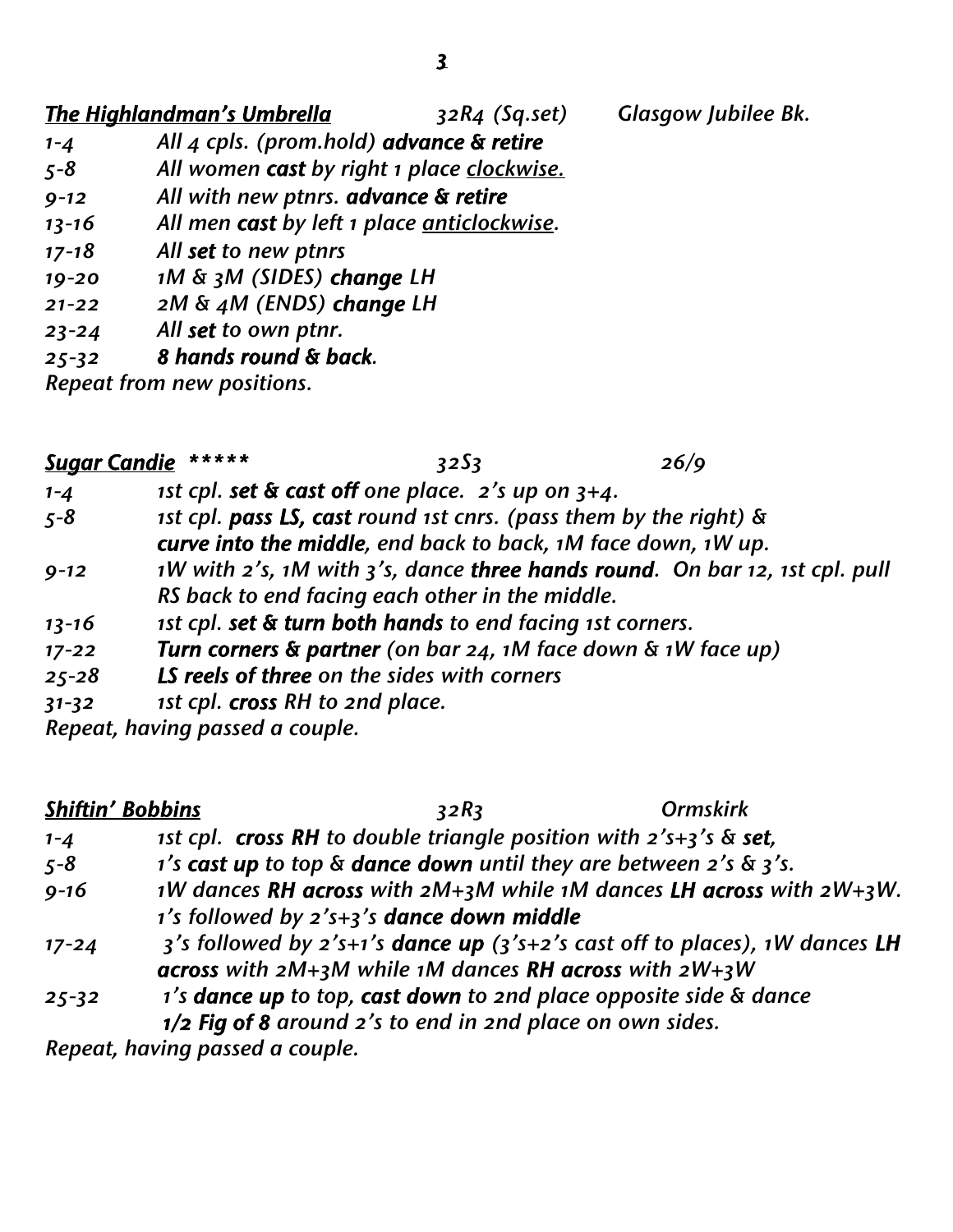***The Highlandman's Umbrella*** *32R4 (Sq.set) Glasgow Jubilee Bk.*

| | |
|---|---|
| *1-4* | *All 4 cpls. (prom.hold)* ***advance & retire*** |
| *5-8* | *All women* ***cast*** *by right 1 place* *__clockwise.__* |
| *9-12* | *All with new ptnrs.* ***advance & retire*** |
| *13-16* | *All men* ***cast*** *by left 1 place* *__anticlockwise__.* |
| *17-18* | *All* ***set*** *to new ptnrs* |
| *19-20* | *1M & 3M (SIDES)* ***change*** *LH* |
| *21-22* | *2M & 4M (ENDS)* ***change*** *LH* |
| *23-24* | *All* ***set*** *to own ptnr.* |
| *25-32* | ***8 hands round & back.*** |

*Repeat from new positions.*

***Sugar Candie*** *\*\*\*\*\* 32S3 26/9*

| | |
|---|---|
| *1-4* | *1st cpl.* ***set & cast off*** *one place. 2's up on 3+4.* |
| *5-8* | *1st cpl.* ***pass LS, cast*** *round 1st cnrs. (pass them by the right) &* ***curve into the middle****, end back to back, 1M face down, 1W up.* |
| *9-12* | *1W with 2's, 1M with 3's, dance* ***three hands round****. On bar 12, 1st cpl. pull RS back to end facing each other in the middle.* |
| *13-16* | *1st cpl.* ***set & turn both hands*** *to end facing 1st corners.* |
| *17-22* | ***Turn corners & partner*** *(on bar 24, 1M face down & 1W face up)* |
| *25-28* | ***LS reels of three*** *on the sides with corners* |
| *31-32* | *1st cpl.* ***cross*** *RH to 2nd place.* |

*Repeat, having passed a couple.*

***Shiftin' Bobbins*** *32R3 Ormskirk*

| | |
|---|---|
| *1-4* | *1st cpl.* ***cross RH*** *to double triangle position with 2's+3's &* ***set****,* |
| *5-8* | *1's* ***cast up*** *to top &* ***dance down*** *until they are between 2's & 3's.* |
| *9-16* | *1W dances* ***RH across*** *with 2M+3M while 1M dances* ***LH across*** *with 2W+3W. 1's followed by 2's+3's* ***dance down middle*** |
| *17-24* | *3's followed by 2's+1's* ***dance up*** *(3's+2's cast off to places), 1W dances* ***LH across*** *with 2M+3M while 1M dances* ***RH across*** *with 2W+3W* |
| *25-32* | *1's* ***dance up*** *to top,* ***cast down*** *to 2nd place opposite side & dance* ***1/2 Fig of 8*** *around 2's to end in 2nd place on own sides.* |

*Repeat, having passed a couple.*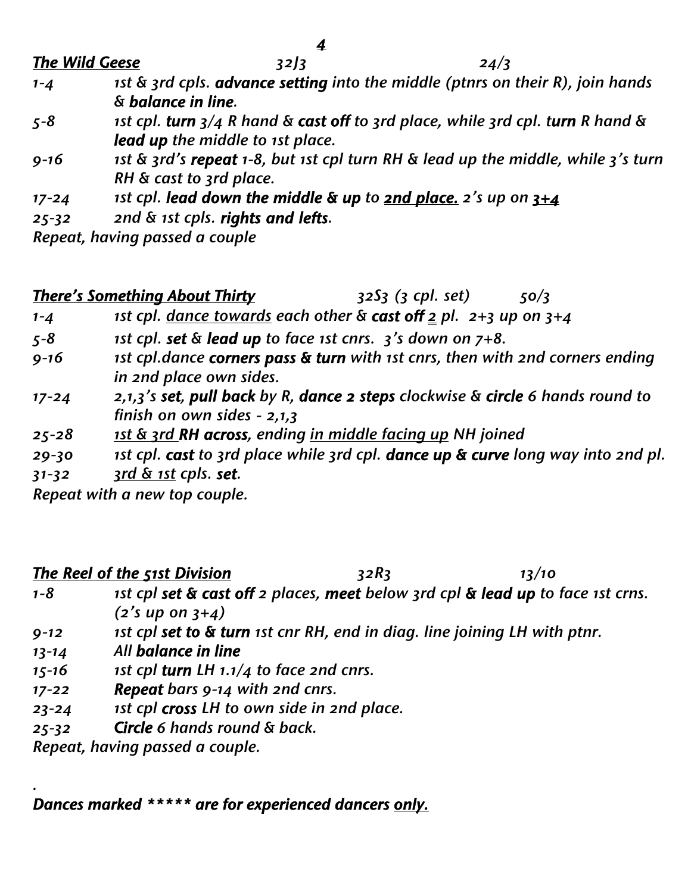***The Wild Geese*** *32J3* *24/3*

| | |
|---|---|
| *1-4* | *1st & 3rd cpls.* ***advance setting*** *into the middle (ptnrs on their R), join hands &* ***balance in line****.* |
| *5-8* | *1st cpl.* ***turn*** *3/4 R hand &* ***cast off*** *to 3rd place, while 3rd cpl. t****urn*** *R hand &* ***lead up*** *the middle to 1st place.* |
| *9-16* | *1st & 3rd's* ***repeat*** *1-8, but 1st cpl turn RH & lead up the middle, while 3's turn RH & cast to 3rd place.* |
| *17-24* | *1st cpl.* ***lead down the middle & up*** *to* ***2nd place.*** *2's up on* ***3+4*** |
| *25-32* | *2nd & 1st cpls.* ***rights and lefts****.* |

*Repeat, having passed a couple*

***There's Something About Thirty*** *32S3 (3 cpl. set)* *50/3*

| | |
|---|---|
| *1-4* | *1st cpl. dance towards each other &* ***cast off*** *2 pl. 2+3 up on 3+4* |
| *5-8* | *1st cpl.* ***set*** *&* ***lead up*** *to face 1st cnrs. 3's down on 7+8.* |
| *9-16* | *1st cpl.dance* ***corners pass & turn*** *with 1st cnrs, then with 2nd corners ending in 2nd place own sides.* |
| *17-24* | *2,1,3's* ***set, pull back*** *by R,* ***dance 2 steps*** *clockwise &* ***circle*** *6 hands round to finish on own sides - 2,1,3* |
| *25-28* | *1st & 3rd* ***RH across****, ending in middle facing up NH joined* |
| *29-30* | *1st cpl.* ***cast*** *to 3rd place while 3rd cpl.* ***dance up & curve*** *long way into 2nd pl.* |
| *31-32* | *3rd & 1st cpls.* ***set****.* |

*Repeat with a new top couple.*

***The Reel of the 51st Division*** *32R3* *13/10*

| | |
|---|---|
| *1-8* | *1st cpl* ***set & cast off*** *2 places,* ***meet*** *below 3rd cpl &* ***lead up*** *to face 1st crns. (2's up on 3+4)* |
| *9-12* | *1st cpl* ***set to & turn*** *1st cnr RH, end in diag. line joining LH with ptnr.* |
| *13-14* | *All* ***balance in line*** |
| *15-16* | *1st cpl* ***turn*** *LH 1.1/4 to face 2nd cnrs.* |
| *17-22* | ***Repeat*** *bars 9-14 with 2nd cnrs.* |
| *23-24* | *1st cpl* ***cross*** *LH to own side in 2nd place.* |
| *25-32* | ***Circle*** *6 hands round & back.* |

*Repeat, having passed a couple.*

*.*

***Dances marked \*\*\*\*\* are for experienced dancers only.***